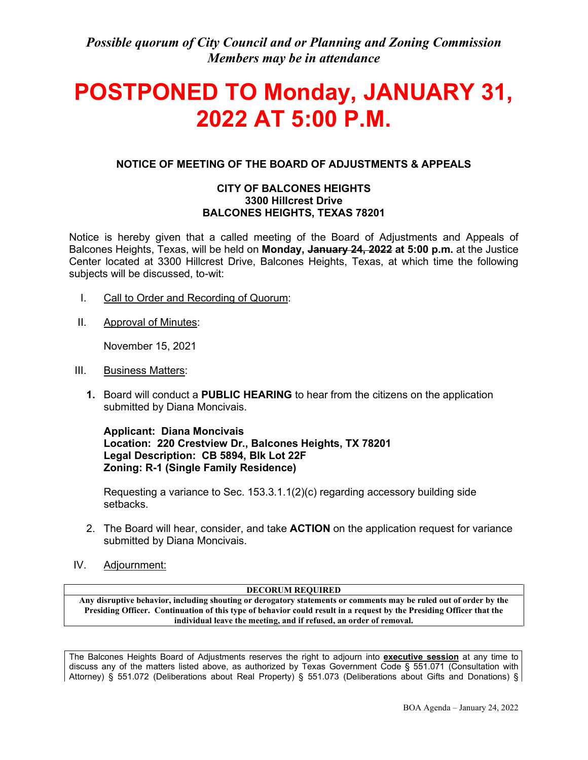*Possible quorum of City Council and or Planning and Zoning Commission Members may be in attendance*

# POSTPONED TO Monday, JANUARY 31, 2022 AT 5:00 P.M.

**NOTICE OF MEETING OF THE BOARD OF ADJUSTMENTS & APPEALS**

**CITY OF BALCONES HEIGHTS**
**3300 Hillcrest Drive**
**BALCONES HEIGHTS, TEXAS 78201**

Notice is hereby given that a called meeting of the Board of Adjustments and Appeals of Balcones Heights, Texas, will be held on **Monday, ~~January 24, 2022~~ at 5:00 p.m.** at the Justice Center located at 3300 Hillcrest Drive, Balcones Heights, Texas, at which time the following subjects will be discussed, to-wit:

I. Call to Order and Recording of Quorum:

II. Approval of Minutes:

November 15, 2021

III. Business Matters:

**1.** Board will conduct a **PUBLIC HEARING** to hear from the citizens on the application submitted by Diana Moncivais.

**Applicant: Diana Moncivais**
**Location: 220 Crestview Dr., Balcones Heights, TX 78201**
**Legal Description: CB 5894, Blk Lot 22F**
**Zoning: R-1 (Single Family Residence)**

Requesting a variance to Sec. 153.3.1.1(2)(c) regarding accessory building side setbacks.

2. The Board will hear, consider, and take **ACTION** on the application request for variance submitted by Diana Moncivais.

IV. Adjournment:

| **DECORUM REQUIRED** |
|---|
| **Any disruptive behavior, including shouting or derogatory statements or comments may be ruled out of order by the Presiding Officer. Continuation of this type of behavior could result in a request by the Presiding Officer that the individual leave the meeting, and if refused, an order of removal.** |

The Balcones Heights Board of Adjustments reserves the right to adjourn into **executive session** at any time to discuss any of the matters listed above, as authorized by Texas Government Code § 551.071 (Consultation with Attorney) § 551.072 (Deliberations about Real Property) § 551.073 (Deliberations about Gifts and Donations) §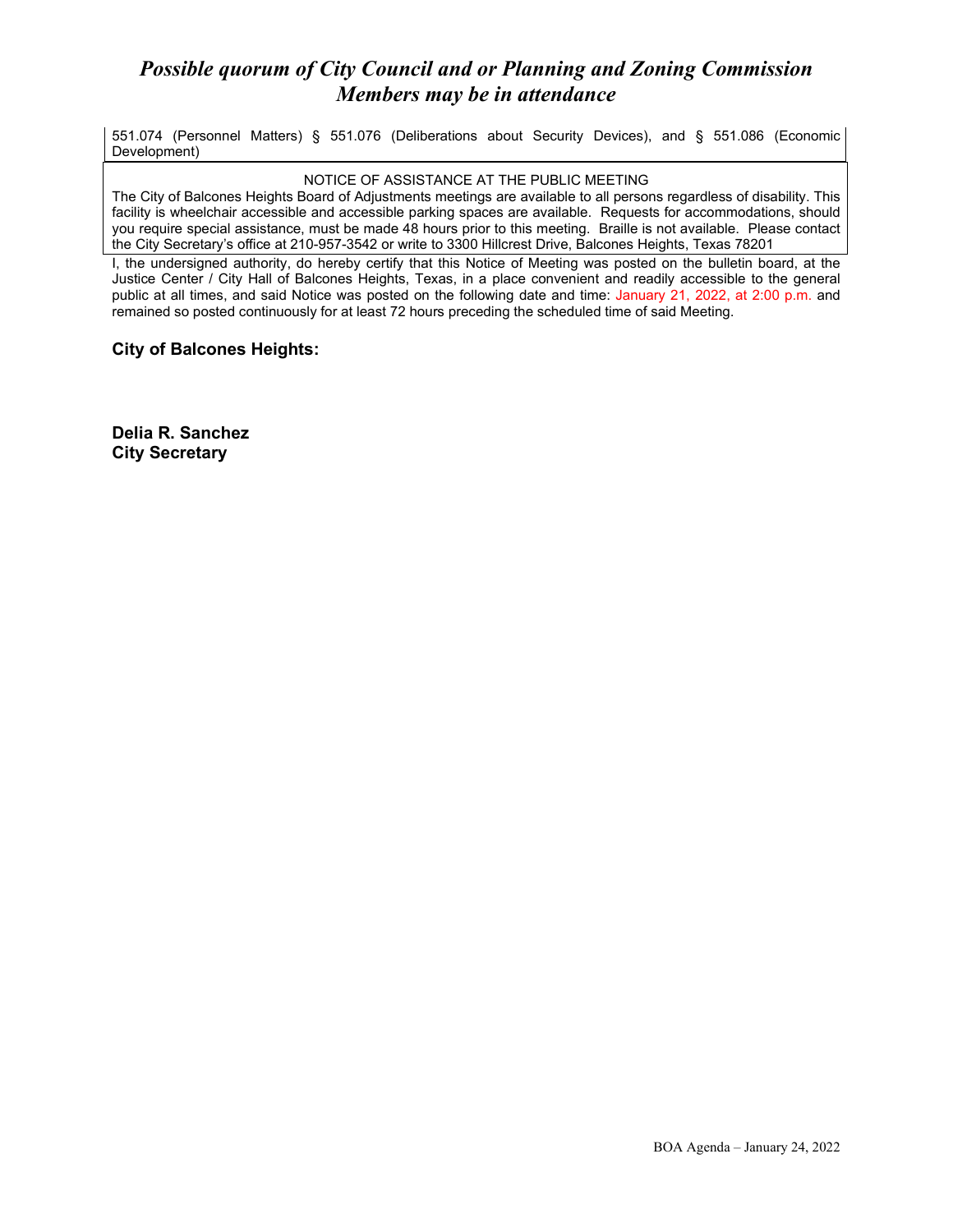# *Possible quorum of City Council and or Planning and Zoning Commission Members may be in attendance*

551.074 (Personnel Matters) § 551.076 (Deliberations about Security Devices), and § 551.086 (Economic Development)

NOTICE OF ASSISTANCE AT THE PUBLIC MEETING

The City of Balcones Heights Board of Adjustments meetings are available to all persons regardless of disability. This facility is wheelchair accessible and accessible parking spaces are available. Requests for accommodations, should you require special assistance, must be made 48 hours prior to this meeting. Braille is not available. Please contact the City Secretary's office at 210-957-3542 or write to 3300 Hillcrest Drive, Balcones Heights, Texas 78201

I, the undersigned authority, do hereby certify that this Notice of Meeting was posted on the bulletin board, at the Justice Center / City Hall of Balcones Heights, Texas, in a place convenient and readily accessible to the general public at all times, and said Notice was posted on the following date and time: January 21, 2022, at 2:00 p.m. and remained so posted continuously for at least 72 hours preceding the scheduled time of said Meeting.

**City of Balcones Heights:**

**Delia R. Sanchez**
**City Secretary**